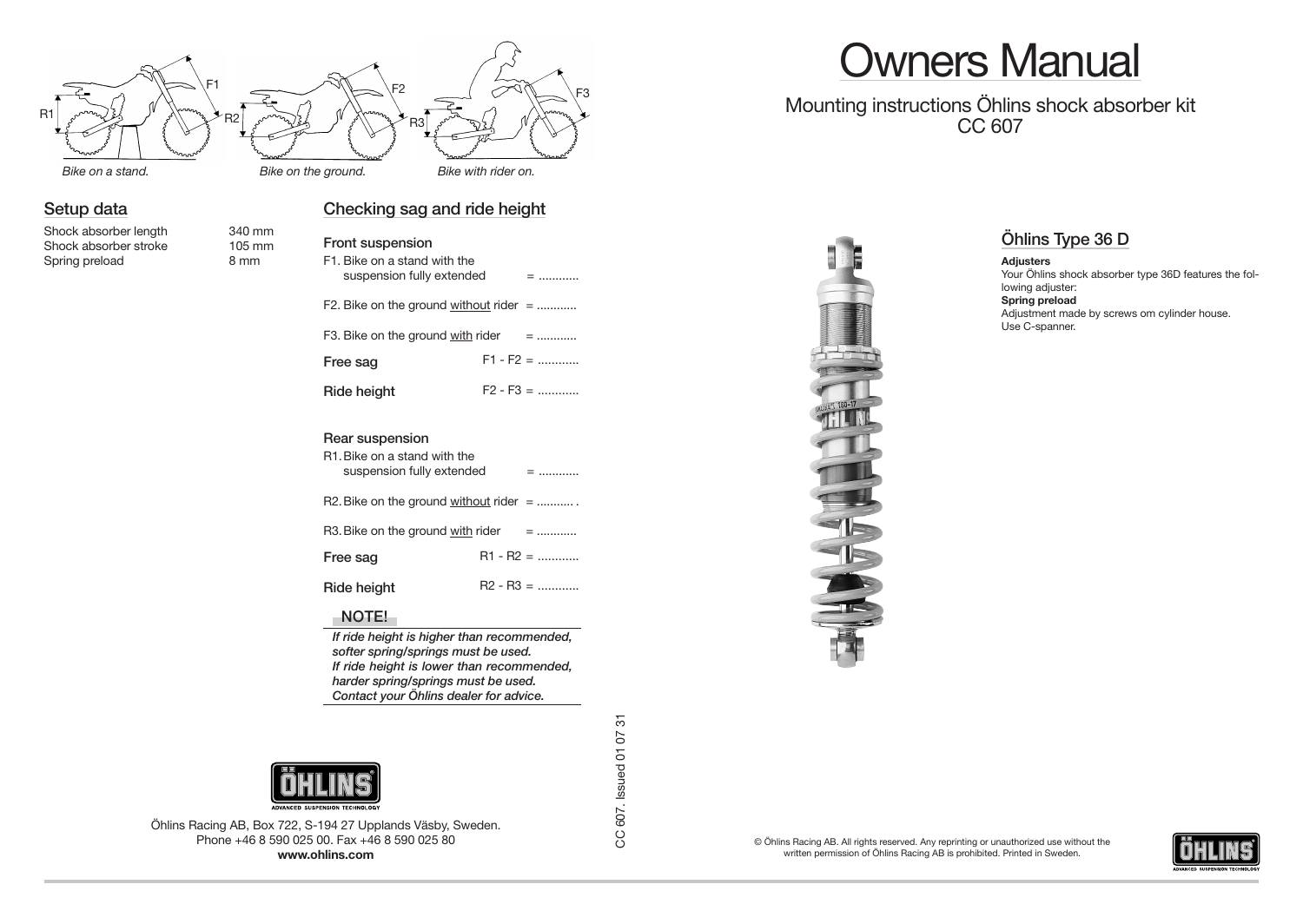# Owners Manual

## Mounting instructions Öhlins shock absorber kit CC 607

*Bike on a stand.* *Bike on the ground.* *Bike with rider on.*

## Setup data

| | |
|---|---|
| Shock absorber length | 340 mm |
| Shock absorber stroke | 105 mm |
| Spring preload | 8 mm |

## Checking sag and ride height

### Front suspension

F1. Bike on a stand with the suspension fully extended = ............

F2. Bike on the ground without rider = ............

F3. Bike on the ground with rider = ............

**Free sag** F1 - F2 = ............

**Ride height** F2 - F3 = ............

### Rear suspension

R1. Bike on a stand with the suspension fully extended = ............

R2. Bike on the ground without rider = ............

R3. Bike on the ground with rider = ............

**Free sag** R1 - R2 = ............

**Ride height** R2 - R3 = ............

**NOTE!**

***If ride height is higher than recommended, softer spring/springs must be used.***
***If ride height is lower than recommended, harder spring/springs must be used.***
***Contact your Öhlins dealer for advice.***

## Öhlins Type 36 D

**Adjusters**

Your Öhlins shock absorber type 36D features the following adjuster:

**Spring preload**

Adjustment made by screws om cylinder house. Use C-spanner.

Öhlins Racing AB, Box 722, S-194 27 Upplands Väsby, Sweden.
Phone +46 8 590 025 00. Fax +46 8 590 025 80
**www.ohlins.com**

CC 607. Issued 01 07 31

© Öhlins Racing AB. All rights reserved. Any reprinting or unauthorized use without the written permission of Öhlins Racing AB is prohibited. Printed in Sweden.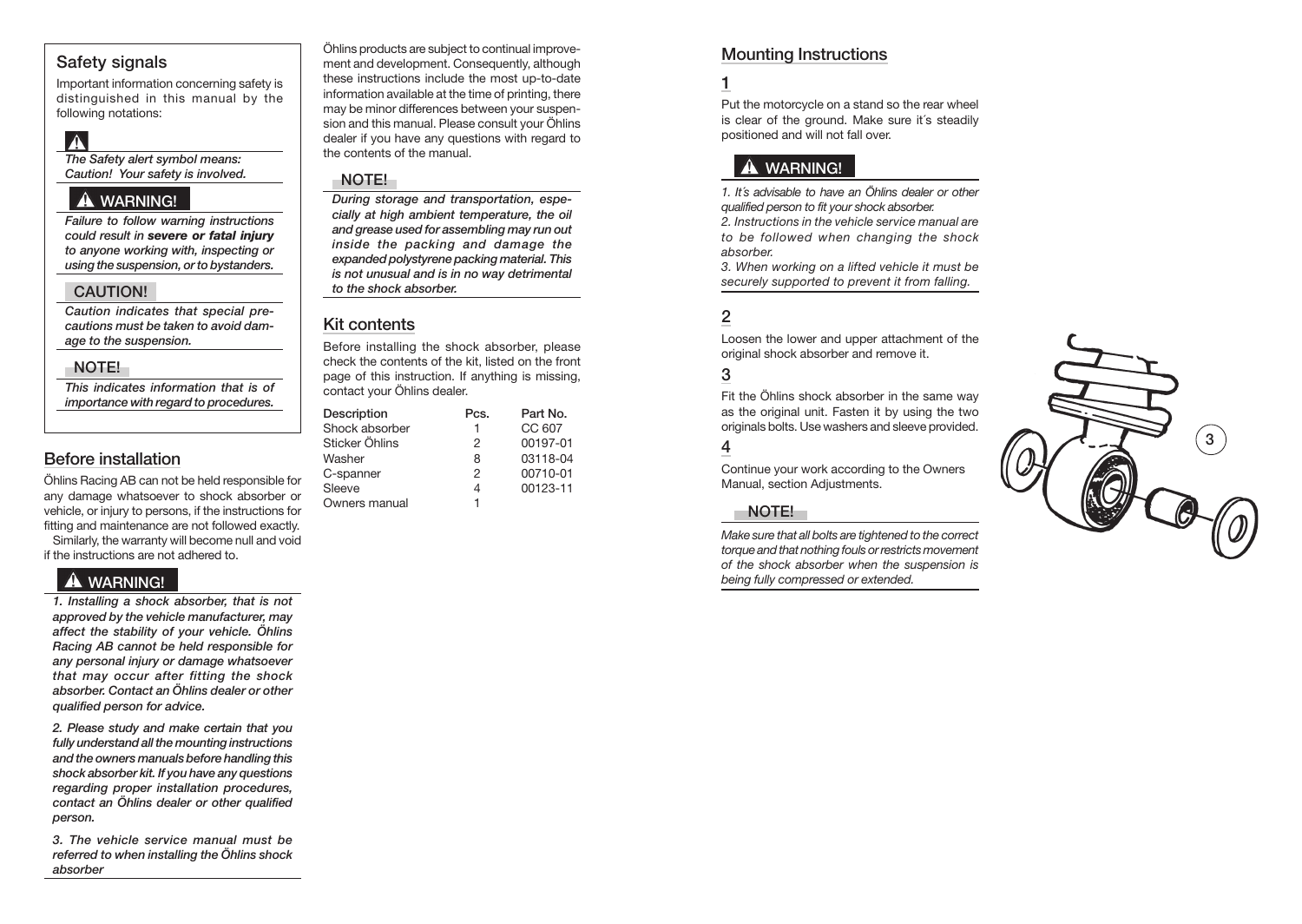## Safety signals

Important information concerning safety is distinguished in this manual by the following notations:

⚠

***The Safety alert symbol means: Caution! Your safety is involved.***

### ⚠ WARNING!

***Failure to follow warning instructions could result in severe or fatal injury to anyone working with, inspecting or using the suspension, or to bystanders.***

### CAUTION!

***Caution indicates that special precautions must be taken to avoid damage to the suspension.***

### NOTE!

***This indicates information that is of importance with regard to procedures.***

## Before installation

Öhlins Racing AB can not be held responsible for any damage whatsoever to shock absorber or vehicle, or injury to persons, if the instructions for fitting and maintenance are not followed exactly.

Similarly, the warranty will become null and void if the instructions are not adhered to.

### ⚠ WARNING!

***1. Installing a shock absorber, that is not approved by the vehicle manufacturer, may affect the stability of your vehicle. Öhlins Racing AB cannot be held responsible for any personal injury or damage whatsoever that may occur after fitting the shock absorber. Contact an Öhlins dealer or other qualified person for advice.***

***2. Please study and make certain that you fully understand all the mounting instructions and the owners manuals before handling this shock absorber kit. If you have any questions regarding proper installation procedures, contact an Öhlins dealer or other qualified person.***

***3. The vehicle service manual must be referred to when installing the Öhlins shock absorber***

Öhlins products are subject to continual improvement and development. Consequently, although these instructions include the most up-to-date information available at the time of printing, there may be minor differences between your suspension and this manual. Please consult your Öhlins dealer if you have any questions with regard to the contents of the manual.

### NOTE!

***During storage and transportation, especially at high ambient temperature, the oil and grease used for assembling may run out inside the packing and damage the expanded polystyrene packing material. This is not unusual and is in no way detrimental to the shock absorber.***

## Kit contents

Before installing the shock absorber, please check the contents of the kit, listed on the front page of this instruction. If anything is missing, contact your Öhlins dealer.

| Description | Pcs. | Part No. |
|---|---|---|
| Shock absorber | 1 | CC 607 |
| Sticker Öhlins | 2 | 00197-01 |
| Washer | 8 | 03118-04 |
| C-spanner | 2 | 00710-01 |
| Sleeve | 4 | 00123-11 |
| Owners manual | 1 | |

## Mounting Instructions

### 1

Put the motorcycle on a stand so the rear wheel is clear of the ground. Make sure it´s steadily positioned and will not fall over.

### ⚠ WARNING!

*1. It´s advisable to have an Öhlins dealer or other qualified person to fit your shock absorber.*

*2. Instructions in the vehicle service manual are to be followed when changing the shock absorber.*

*3. When working on a lifted vehicle it must be securely supported to prevent it from falling.*

### 2

Loosen the lower and upper attachment of the original shock absorber and remove it.

### 3

Fit the Öhlins shock absorber in the same way as the original unit. Fasten it by using the two originals bolts. Use washers and sleeve provided.

### 4

Continue your work according to the Owners Manual, section Adjustments.

### NOTE!

*Make sure that all bolts are tightened to the correct torque and that nothing fouls or restricts movement of the shock absorber when the suspension is being fully compressed or extended.*

3